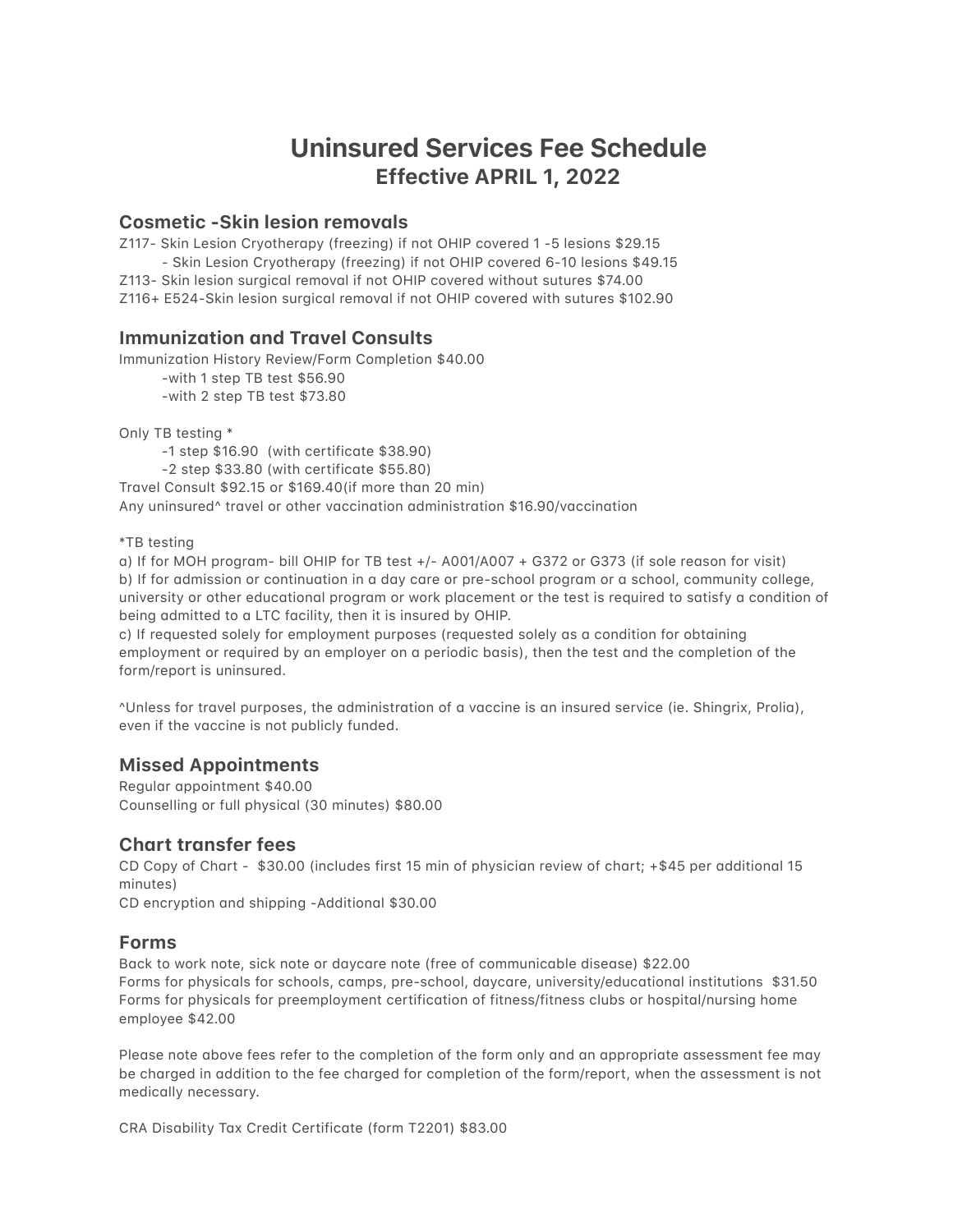# Uninsured Services Fee Schedule
## Effective APRIL 1, 2022

### Cosmetic -Skin lesion removals

Z117- Skin Lesion Cryotherapy (freezing) if not OHIP covered 1 -5 lesions $29.15
    - Skin Lesion Cryotherapy (freezing) if not OHIP covered 6-10 lesions $49.15
Z113- Skin lesion surgical removal if not OHIP covered without sutures $74.00
Z116+ E524-Skin lesion surgical removal if not OHIP covered with sutures $102.90

### Immunization and Travel Consults

Immunization History Review/Form Completion $40.00
    -with 1 step TB test $56.90
    -with 2 step TB test $73.80

Only TB testing *
    -1 step $16.90 (with certificate $38.90)
    -2 step $33.80 (with certificate $55.80)
Travel Consult $92.15 or $169.40(if more than 20 min)
Any uninsured^ travel or other vaccination administration $16.90/vaccination

*TB testing
a) If for MOH program- bill OHIP for TB test +/- A001/A007 + G372 or G373 (if sole reason for visit)
b) If for admission or continuation in a day care or pre-school program or a school, community college, university or other educational program or work placement or the test is required to satisfy a condition of being admitted to a LTC facility, then it is insured by OHIP.
c) If requested solely for employment purposes (requested solely as a condition for obtaining employment or required by an employer on a periodic basis), then the test and the completion of the form/report is uninsured.

^Unless for travel purposes, the administration of a vaccine is an insured service (ie. Shingrix, Prolia), even if the vaccine is not publicly funded.

### Missed Appointments

Regular appointment $40.00
Counselling or full physical (30 minutes) $80.00

### Chart transfer fees

CD Copy of Chart - $30.00 (includes first 15 min of physician review of chart; +$45 per additional 15 minutes)
CD encryption and shipping -Additional $30.00

### Forms

Back to work note, sick note or daycare note (free of communicable disease) $22.00
Forms for physicals for schools, camps, pre-school, daycare, university/educational institutions $31.50
Forms for physicals for preemployment certification of fitness/fitness clubs or hospital/nursing home employee $42.00

Please note above fees refer to the completion of the form only and an appropriate assessment fee may be charged in addition to the fee charged for completion of the form/report, when the assessment is not medically necessary.

CRA Disability Tax Credit Certificate (form T2201) $83.00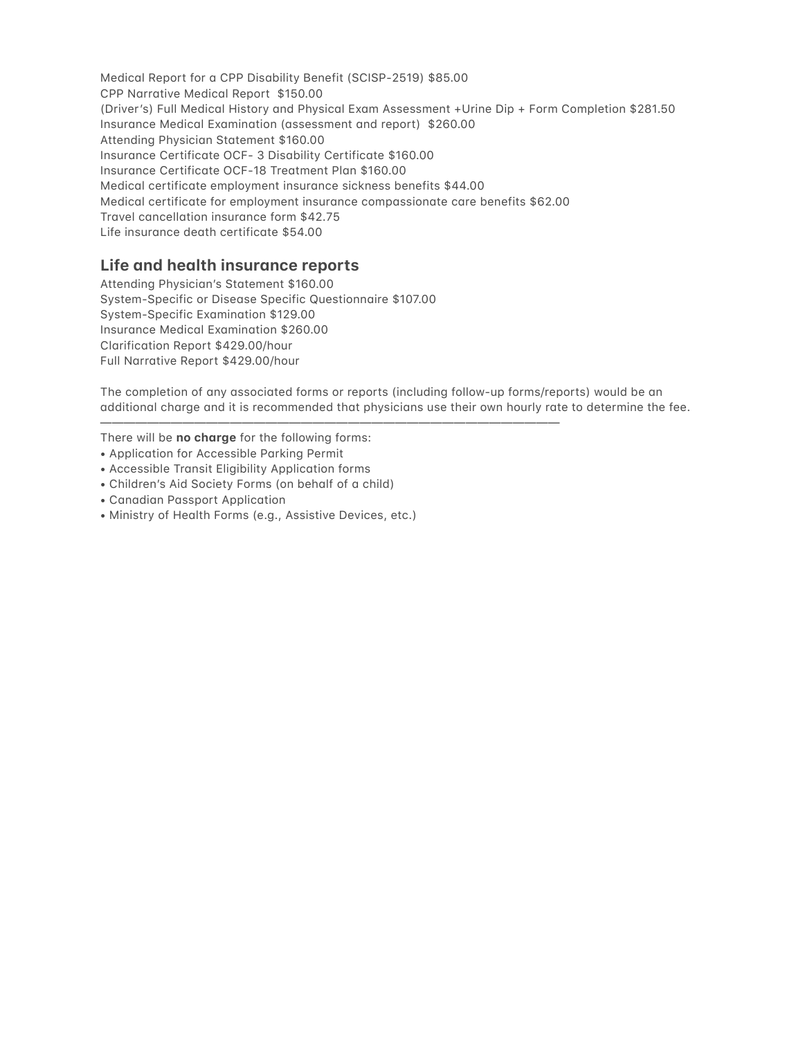Medical Report for a CPP Disability Benefit (SCISP-2519) $85.00
CPP Narrative Medical Report  $150.00
(Driver's) Full Medical History and Physical Exam Assessment +Urine Dip + Form Completion $281.50
Insurance Medical Examination (assessment and report)  $260.00
Attending Physician Statement $160.00
Insurance Certificate OCF- 3 Disability Certificate $160.00
Insurance Certificate OCF-18 Treatment Plan $160.00
Medical certificate employment insurance sickness benefits $44.00
Medical certificate for employment insurance compassionate care benefits $62.00
Travel cancellation insurance form $42.75
Life insurance death certificate $54.00

## Life and health insurance reports

Attending Physician's Statement $160.00
System-Specific or Disease Specific Questionnaire $107.00
System-Specific Examination $129.00
Insurance Medical Examination $260.00
Clarification Report $429.00/hour
Full Narrative Report $429.00/hour

The completion of any associated forms or reports (including follow-up forms/reports) would be an additional charge and it is recommended that physicians use their own hourly rate to determine the fee.

---

There will be **no charge** for the following forms:

- Application for Accessible Parking Permit
- Accessible Transit Eligibility Application forms
- Children's Aid Society Forms (on behalf of a child)
- Canadian Passport Application
- Ministry of Health Forms (e.g., Assistive Devices, etc.)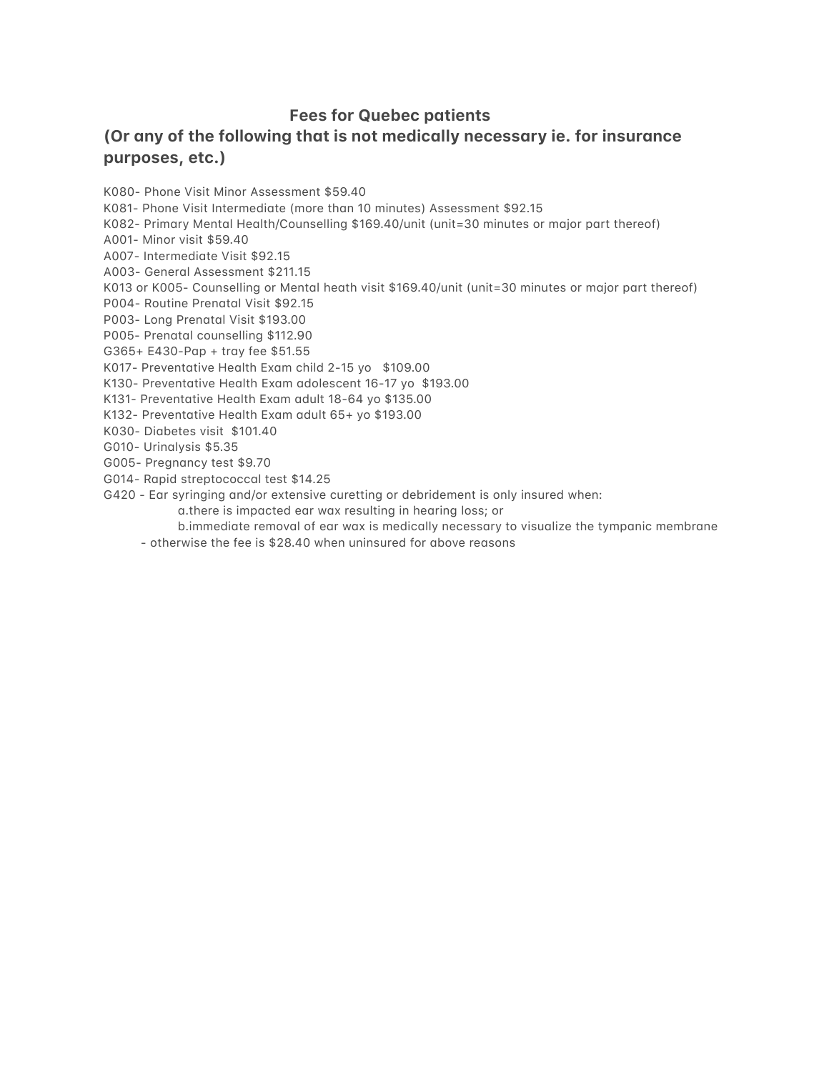## Fees for Quebec patients

### (Or any of the following that is not medically necessary ie. for insurance purposes, etc.)

K080- Phone Visit Minor Assessment $59.40
K081- Phone Visit Intermediate (more than 10 minutes) Assessment $92.15
K082- Primary Mental Health/Counselling $169.40/unit (unit=30 minutes or major part thereof)
A001- Minor visit $59.40
A007- Intermediate Visit $92.15
A003- General Assessment $211.15
K013 or K005- Counselling or Mental heath visit $169.40/unit (unit=30 minutes or major part thereof)
P004- Routine Prenatal Visit $92.15
P003- Long Prenatal Visit $193.00
P005- Prenatal counselling $112.90
G365+ E430-Pap + tray fee $51.55
K017- Preventative Health Exam child 2-15 yo $109.00
K130- Preventative Health Exam adolescent 16-17 yo $193.00
K131- Preventative Health Exam adult 18-64 yo $135.00
K132- Preventative Health Exam adult 65+ yo $193.00
K030- Diabetes visit $101.40
G010- Urinalysis $5.35
G005- Pregnancy test $9.70
G014- Rapid streptococcal test $14.25
G420 - Ear syringing and/or extensive curetting or debridement is only insured when:

a.there is impacted ear wax resulting in hearing loss; or
b.immediate removal of ear wax is medically necessary to visualize the tympanic membrane

- otherwise the fee is $28.40 when uninsured for above reasons